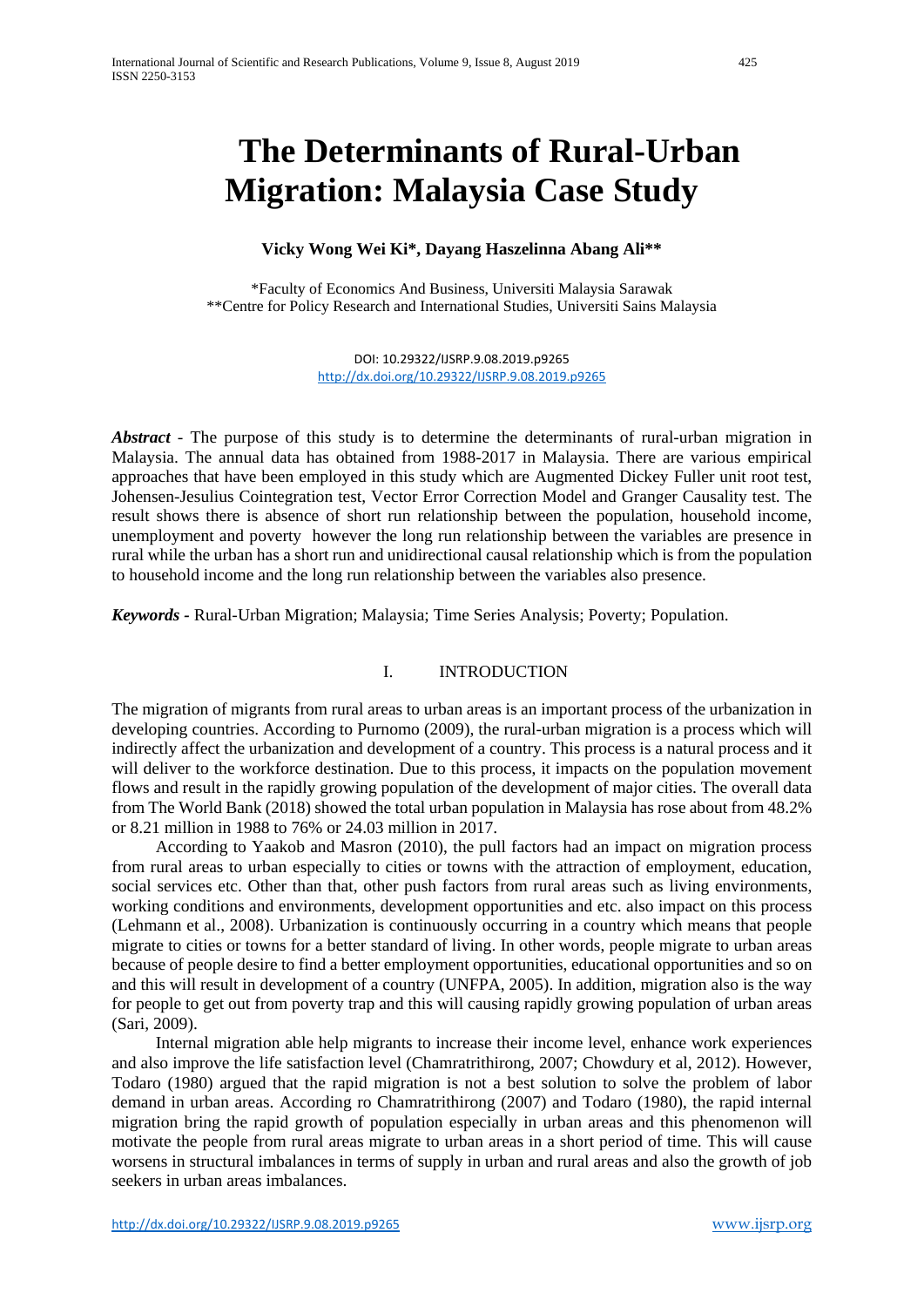# The Determinants of Rural-Urban Migration: Malaysia Case Study

**Vicky Wong Wei Ki\*, Dayang Haszelinna Abang Ali\*\***

\*Faculty of Economics And Business, Universiti Malaysia Sarawak
\*\*Centre for Policy Research and International Studies, Universiti Sains Malaysia

DOI: 10.29322/IJSRP.9.08.2019.p9265
http://dx.doi.org/10.29322/IJSRP.9.08.2019.p9265

***Abstract*** - The purpose of this study is to determine the determinants of rural-urban migration in Malaysia. The annual data has obtained from 1988-2017 in Malaysia. There are various empirical approaches that have been employed in this study which are Augmented Dickey Fuller unit root test, Johensen-Jesulius Cointegration test, Vector Error Correction Model and Granger Causality test. The result shows there is absence of short run relationship between the population, household income, unemployment and poverty however the long run relationship between the variables are presence in rural while the urban has a short run and unidirectional causal relationship which is from the population to household income and the long run relationship between the variables also presence.

***Keywords -*** Rural-Urban Migration; Malaysia; Time Series Analysis; Poverty; Population.

## I. INTRODUCTION

The migration of migrants from rural areas to urban areas is an important process of the urbanization in developing countries. According to Purnomo (2009), the rural-urban migration is a process which will indirectly affect the urbanization and development of a country. This process is a natural process and it will deliver to the workforce destination. Due to this process, it impacts on the population movement flows and result in the rapidly growing population of the development of major cities. The overall data from The World Bank (2018) showed the total urban population in Malaysia has rose about from 48.2% or 8.21 million in 1988 to 76% or 24.03 million in 2017.

According to Yaakob and Masron (2010), the pull factors had an impact on migration process from rural areas to urban especially to cities or towns with the attraction of employment, education, social services etc. Other than that, other push factors from rural areas such as living environments, working conditions and environments, development opportunities and etc. also impact on this process (Lehmann et al., 2008). Urbanization is continuously occurring in a country which means that people migrate to cities or towns for a better standard of living. In other words, people migrate to urban areas because of people desire to find a better employment opportunities, educational opportunities and so on and this will result in development of a country (UNFPA, 2005). In addition, migration also is the way for people to get out from poverty trap and this will causing rapidly growing population of urban areas (Sari, 2009).

Internal migration able help migrants to increase their income level, enhance work experiences and also improve the life satisfaction level (Chamratrithirong, 2007; Chowdury et al, 2012). However, Todaro (1980) argued that the rapid migration is not a best solution to solve the problem of labor demand in urban areas. According ro Chamratrithirong (2007) and Todaro (1980), the rapid internal migration bring the rapid growth of population especially in urban areas and this phenomenon will motivate the people from rural areas migrate to urban areas in a short period of time. This will cause worsens in structural imbalances in terms of supply in urban and rural areas and also the growth of job seekers in urban areas imbalances.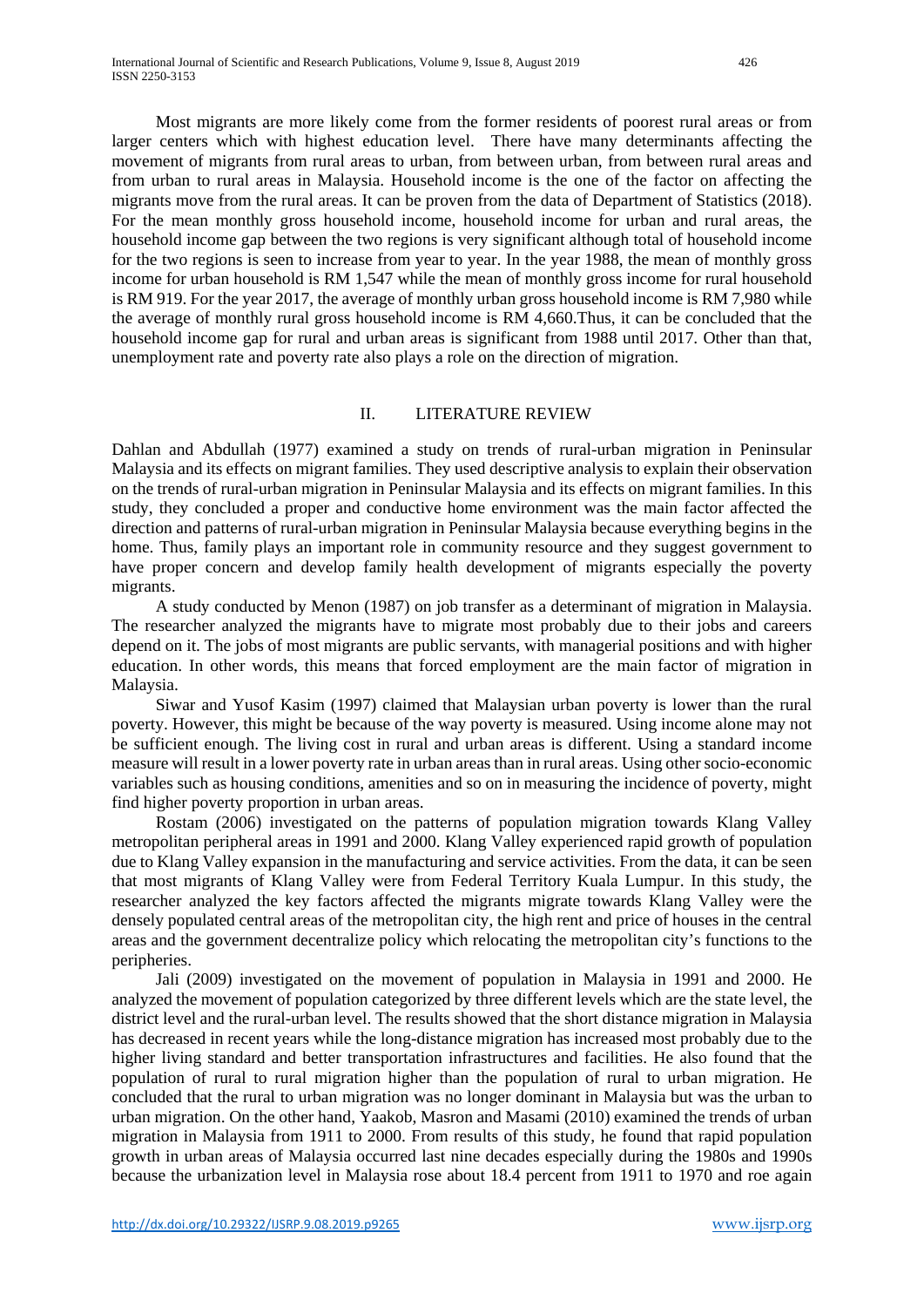Most migrants are more likely come from the former residents of poorest rural areas or from larger centers which with highest education level. There have many determinants affecting the movement of migrants from rural areas to urban, from between urban, from between rural areas and from urban to rural areas in Malaysia. Household income is the one of the factor on affecting the migrants move from the rural areas. It can be proven from the data of Department of Statistics (2018). For the mean monthly gross household income, household income for urban and rural areas, the household income gap between the two regions is very significant although total of household income for the two regions is seen to increase from year to year. In the year 1988, the mean of monthly gross income for urban household is RM 1,547 while the mean of monthly gross income for rural household is RM 919. For the year 2017, the average of monthly urban gross household income is RM 7,980 while the average of monthly rural gross household income is RM 4,660.Thus, it can be concluded that the household income gap for rural and urban areas is significant from 1988 until 2017. Other than that, unemployment rate and poverty rate also plays a role on the direction of migration.

## II. LITERATURE REVIEW

Dahlan and Abdullah (1977) examined a study on trends of rural-urban migration in Peninsular Malaysia and its effects on migrant families. They used descriptive analysis to explain their observation on the trends of rural-urban migration in Peninsular Malaysia and its effects on migrant families. In this study, they concluded a proper and conductive home environment was the main factor affected the direction and patterns of rural-urban migration in Peninsular Malaysia because everything begins in the home. Thus, family plays an important role in community resource and they suggest government to have proper concern and develop family health development of migrants especially the poverty migrants.

A study conducted by Menon (1987) on job transfer as a determinant of migration in Malaysia. The researcher analyzed the migrants have to migrate most probably due to their jobs and careers depend on it. The jobs of most migrants are public servants, with managerial positions and with higher education. In other words, this means that forced employment are the main factor of migration in Malaysia.

Siwar and Yusof Kasim (1997) claimed that Malaysian urban poverty is lower than the rural poverty. However, this might be because of the way poverty is measured. Using income alone may not be sufficient enough. The living cost in rural and urban areas is different. Using a standard income measure will result in a lower poverty rate in urban areas than in rural areas. Using other socio-economic variables such as housing conditions, amenities and so on in measuring the incidence of poverty, might find higher poverty proportion in urban areas.

Rostam (2006) investigated on the patterns of population migration towards Klang Valley metropolitan peripheral areas in 1991 and 2000. Klang Valley experienced rapid growth of population due to Klang Valley expansion in the manufacturing and service activities. From the data, it can be seen that most migrants of Klang Valley were from Federal Territory Kuala Lumpur. In this study, the researcher analyzed the key factors affected the migrants migrate towards Klang Valley were the densely populated central areas of the metropolitan city, the high rent and price of houses in the central areas and the government decentralize policy which relocating the metropolitan city's functions to the peripheries.

Jali (2009) investigated on the movement of population in Malaysia in 1991 and 2000. He analyzed the movement of population categorized by three different levels which are the state level, the district level and the rural-urban level. The results showed that the short distance migration in Malaysia has decreased in recent years while the long-distance migration has increased most probably due to the higher living standard and better transportation infrastructures and facilities. He also found that the population of rural to rural migration higher than the population of rural to urban migration. He concluded that the rural to urban migration was no longer dominant in Malaysia but was the urban to urban migration. On the other hand, Yaakob, Masron and Masami (2010) examined the trends of urban migration in Malaysia from 1911 to 2000. From results of this study, he found that rapid population growth in urban areas of Malaysia occurred last nine decades especially during the 1980s and 1990s because the urbanization level in Malaysia rose about 18.4 percent from 1911 to 1970 and roe again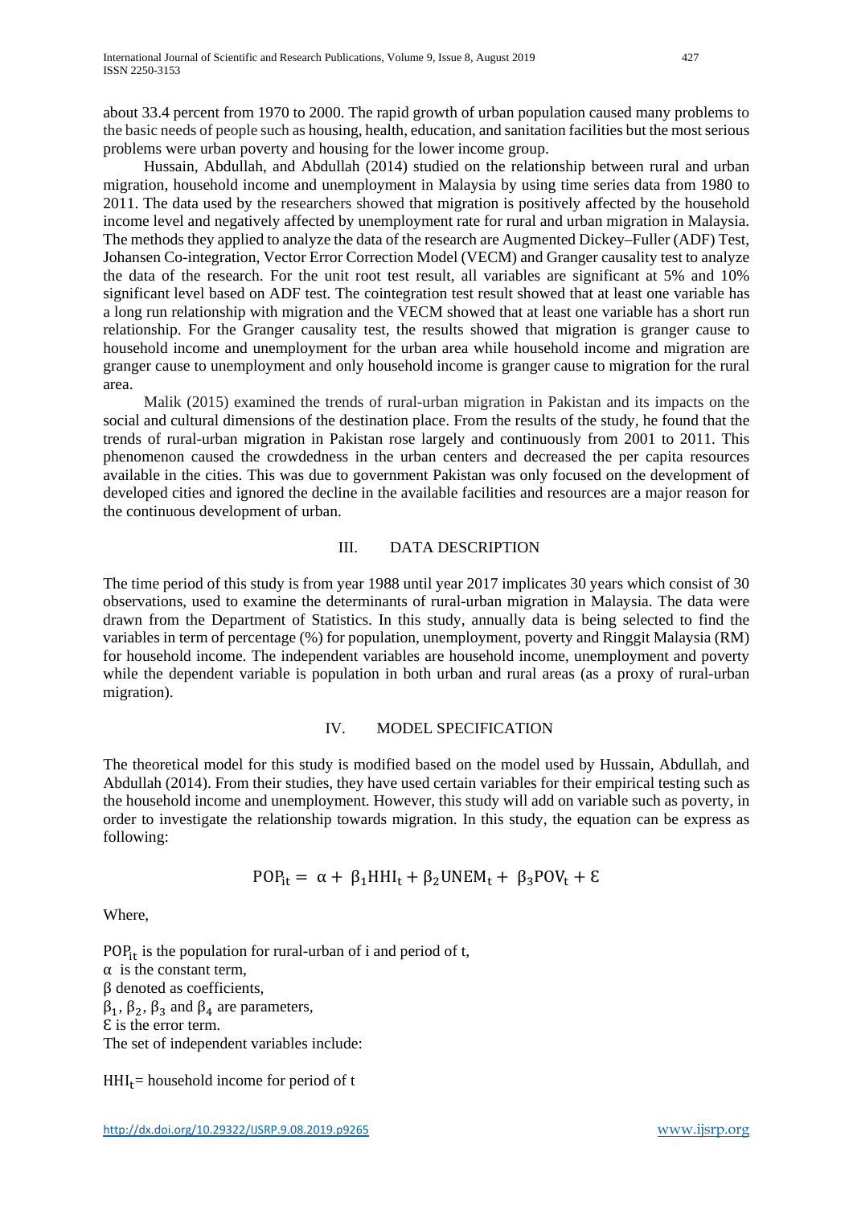about 33.4 percent from 1970 to 2000. The rapid growth of urban population caused many problems to the basic needs of people such as housing, health, education, and sanitation facilities but the most serious problems were urban poverty and housing for the lower income group.

Hussain, Abdullah, and Abdullah (2014) studied on the relationship between rural and urban migration, household income and unemployment in Malaysia by using time series data from 1980 to 2011. The data used by the researchers showed that migration is positively affected by the household income level and negatively affected by unemployment rate for rural and urban migration in Malaysia. The methods they applied to analyze the data of the research are Augmented Dickey–Fuller (ADF) Test, Johansen Co-integration, Vector Error Correction Model (VECM) and Granger causality test to analyze the data of the research. For the unit root test result, all variables are significant at 5% and 10% significant level based on ADF test. The cointegration test result showed that at least one variable has a long run relationship with migration and the VECM showed that at least one variable has a short run relationship. For the Granger causality test, the results showed that migration is granger cause to household income and unemployment for the urban area while household income and migration are granger cause to unemployment and only household income is granger cause to migration for the rural area.

Malik (2015) examined the trends of rural-urban migration in Pakistan and its impacts on the social and cultural dimensions of the destination place. From the results of the study, he found that the trends of rural-urban migration in Pakistan rose largely and continuously from 2001 to 2011. This phenomenon caused the crowdedness in the urban centers and decreased the per capita resources available in the cities. This was due to government Pakistan was only focused on the development of developed cities and ignored the decline in the available facilities and resources are a major reason for the continuous development of urban.

## III. DATA DESCRIPTION

The time period of this study is from year 1988 until year 2017 implicates 30 years which consist of 30 observations, used to examine the determinants of rural-urban migration in Malaysia. The data were drawn from the Department of Statistics. In this study, annually data is being selected to find the variables in term of percentage (%) for population, unemployment, poverty and Ringgit Malaysia (RM) for household income. The independent variables are household income, unemployment and poverty while the dependent variable is population in both urban and rural areas (as a proxy of rural-urban migration).

## IV. MODEL SPECIFICATION

The theoretical model for this study is modified based on the model used by Hussain, Abdullah, and Abdullah (2014). From their studies, they have used certain variables for their empirical testing such as the household income and unemployment. However, this study will add on variable such as poverty, in order to investigate the relationship towards migration. In this study, the equation can be express as following:

$$POP_{it} = \alpha + \beta_1 HHI_t + \beta_2 UNEM_t + \beta_3 POV_t + \mathcal{E}$$

Where,

$POP_{it}$ is the population for rural-urban of i and period of t,
$\alpha$ is the constant term,
$\beta$ denoted as coefficients,
$\beta_1$, $\beta_2$, $\beta_3$ and $\beta_4$ are parameters,
$\mathcal{E}$ is the error term.
The set of independent variables include:

$HHI_t$= household income for period of t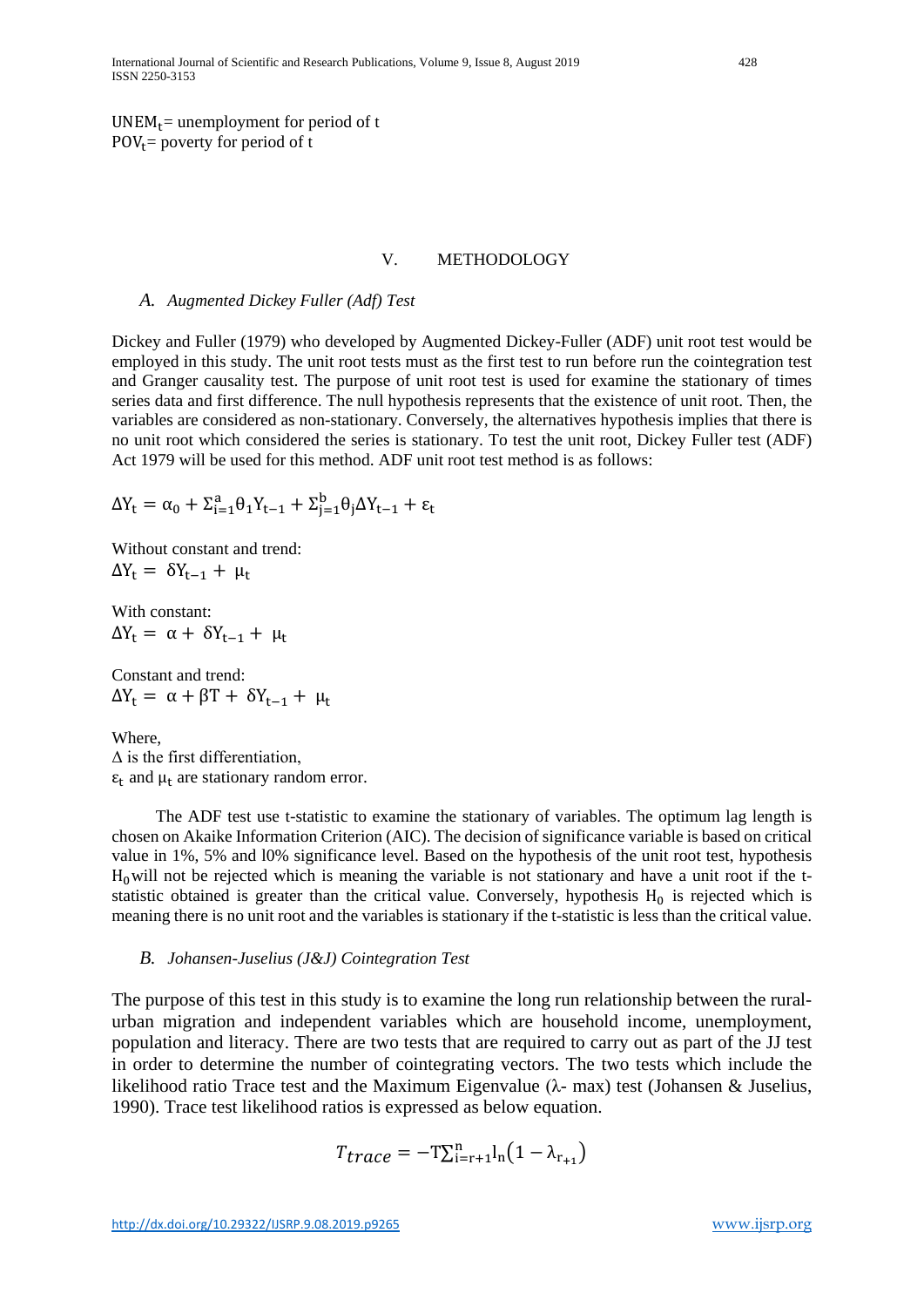$UNEM_t$ = unemployment for period of t
$POV_t$ = poverty for period of t

## V. METHODOLOGY

### *A. Augmented Dickey Fuller (Adf) Test*

Dickey and Fuller (1979) who developed by Augmented Dickey-Fuller (ADF) unit root test would be employed in this study. The unit root tests must as the first test to run before run the cointegration test and Granger causality test. The purpose of unit root test is used for examine the stationary of times series data and first difference. The null hypothesis represents that the existence of unit root. Then, the variables are considered as non-stationary. Conversely, the alternatives hypothesis implies that there is no unit root which considered the series is stationary. To test the unit root, Dickey Fuller test (ADF) Act 1979 will be used for this method. ADF unit root test method is as follows:

$$\Delta Y_t = \alpha_0 + \Sigma_{i=1}^{a} \theta_1 Y_{t-1} + \Sigma_{j=1}^{b} \theta_j \Delta Y_{t-1} + \varepsilon_t$$

Without constant and trend:
$$\Delta Y_t = \delta Y_{t-1} + \mu_t$$

With constant:
$$\Delta Y_t = \alpha + \delta Y_{t-1} + \mu_t$$

Constant and trend:
$$\Delta Y_t = \alpha + \beta T + \delta Y_{t-1} + \mu_t$$

Where,
$\Delta$ is the first differentiation,
$\varepsilon_t$ and $\mu_t$ are stationary random error.

The ADF test use t-statistic to examine the stationary of variables. The optimum lag length is chosen on Akaike Information Criterion (AIC). The decision of significance variable is based on critical value in 1%, 5% and l0% significance level. Based on the hypothesis of the unit root test, hypothesis $H_0$ will not be rejected which is meaning the variable is not stationary and have a unit root if the t-statistic obtained is greater than the critical value. Conversely, hypothesis $H_0$ is rejected which is meaning there is no unit root and the variables is stationary if the t-statistic is less than the critical value.

### *B. Johansen-Juselius (J&J) Cointegration Test*

The purpose of this test in this study is to examine the long run relationship between the rural-urban migration and independent variables which are household income, unemployment, population and literacy. There are two tests that are required to carry out as part of the JJ test in order to determine the number of cointegrating vectors. The two tests which include the likelihood ratio Trace test and the Maximum Eigenvalue ($\lambda$- max) test (Johansen & Juselius, 1990). Trace test likelihood ratios is expressed as below equation.

$$T_{trace} = -T\sum_{i=r+1}^{n} l_n\left(1 - \lambda_{r_{+1}}\right)$$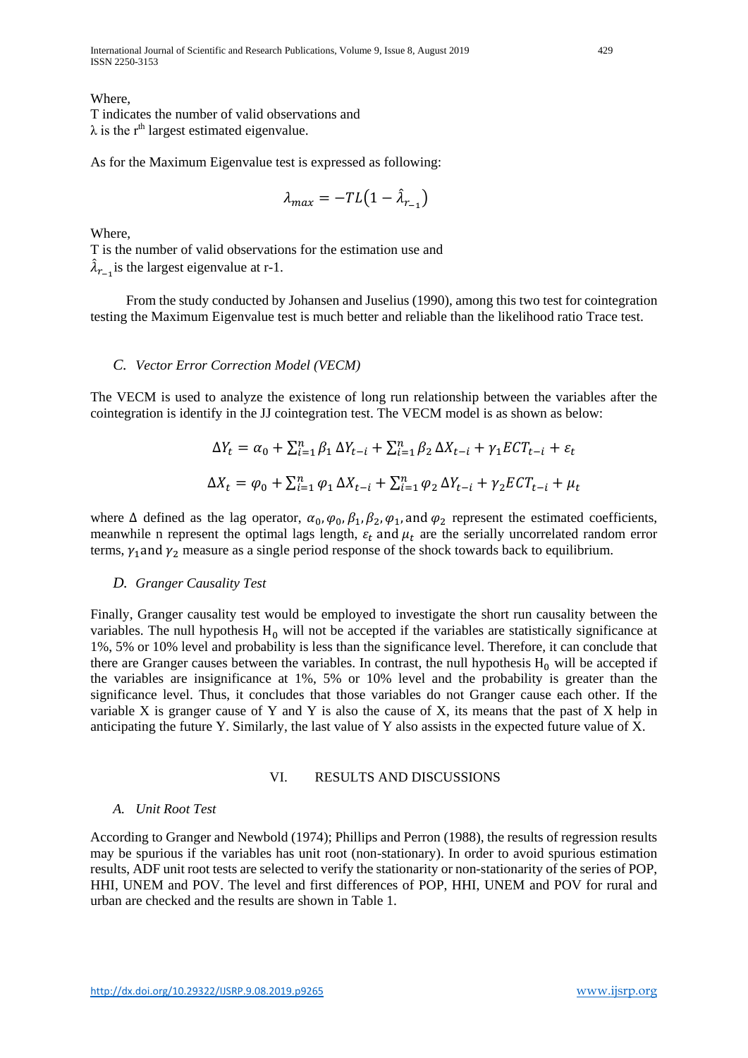Where,
T indicates the number of valid observations and
$\lambda$ is the $r^{th}$ largest estimated eigenvalue.

As for the Maximum Eigenvalue test is expressed as following:

$$\lambda_{max} = -TL\left(1 - \hat{\lambda}_{r_{-1}}\right)$$

Where,
T is the number of valid observations for the estimation use and
$\hat{\lambda}_{r_{-1}}$ is the largest eigenvalue at r-1.

From the study conducted by Johansen and Juselius (1990), among this two test for cointegration testing the Maximum Eigenvalue test is much better and reliable than the likelihood ratio Trace test.

### *C. Vector Error Correction Model (VECM)*

The VECM is used to analyze the existence of long run relationship between the variables after the cointegration is identify in the JJ cointegration test. The VECM model is as shown as below:

$$\Delta Y_t = \alpha_0 + \sum_{i=1}^{n} \beta_1 \, \Delta Y_{t-i} + \sum_{i=1}^{n} \beta_2 \, \Delta X_{t-i} + \gamma_1 ECT_{t-i} + \varepsilon_t$$

$$\Delta X_t = \varphi_0 + \sum_{i=1}^{n} \varphi_1 \, \Delta X_{t-i} + \sum_{i=1}^{n} \varphi_2 \, \Delta Y_{t-i} + \gamma_2 ECT_{t-i} + \mu_t$$

where $\Delta$ defined as the lag operator, $\alpha_0, \varphi_0, \beta_1, \beta_2, \varphi_1,$ and $\varphi_2$ represent the estimated coefficients, meanwhile n represent the optimal lags length, $\varepsilon_t$ and $\mu_t$ are the serially uncorrelated random error terms, $\gamma_1$ and $\gamma_2$ measure as a single period response of the shock towards back to equilibrium.

### *D. Granger Causality Test*

Finally, Granger causality test would be employed to investigate the short run causality between the variables. The null hypothesis $H_0$ will not be accepted if the variables are statistically significance at 1%, 5% or 10% level and probability is less than the significance level. Therefore, it can conclude that there are Granger causes between the variables. In contrast, the null hypothesis $H_0$ will be accepted if the variables are insignificance at 1%, 5% or 10% level and the probability is greater than the significance level. Thus, it concludes that those variables do not Granger cause each other. If the variable X is granger cause of Y and Y is also the cause of X, its means that the past of X help in anticipating the future Y. Similarly, the last value of Y also assists in the expected future value of X.

## VI. RESULTS AND DISCUSSIONS

### *A. Unit Root Test*

According to Granger and Newbold (1974); Phillips and Perron (1988), the results of regression results may be spurious if the variables has unit root (non-stationary). In order to avoid spurious estimation results, ADF unit root tests are selected to verify the stationarity or non-stationarity of the series of POP, HHI, UNEM and POV. The level and first differences of POP, HHI, UNEM and POV for rural and urban are checked and the results are shown in Table 1.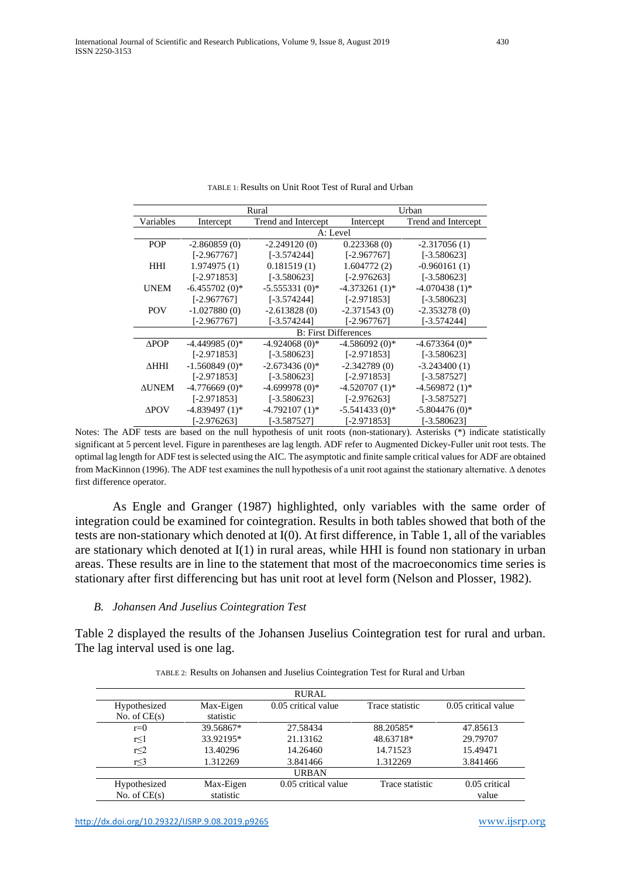TABLE 1: Results on Unit Root Test of Rural and Urban

| | Rural | | Urban | |
|---|---|---|---|---|
| Variables | Intercept | Trend and Intercept | Intercept | Trend and Intercept |
| | A: Level | | | |
| POP | -2.860859 (0) | -2.249120 (0) | 0.223368 (0) | -2.317056 (1) |
| | [-2.967767] | [-3.574244] | [-2.967767] | [-3.580623] |
| HHI | 1.974975 (1) | 0.181519 (1) | 1.604772 (2) | -0.960161 (1) |
| | [-2.971853] | [-3.580623] | [-2.976263] | [-3.580623] |
| UNEM | -6.455702 (0)* | -5.555331 (0)* | -4.373261 (1)* | -4.070438 (1)* |
| | [-2.967767] | [-3.574244] | [-2.971853] | [-3.580623] |
| POV | -1.027880 (0) | -2.613828 (0) | -2.371543 (0) | -2.353278 (0) |
| | [-2.967767] | [-3.574244] | [-2.967767] | [-3.574244] |
| | B: First Differences | | | |
| ΔPOP | -4.449985 (0)* | -4.924068 (0)* | -4.586092 (0)* | -4.673364 (0)* |
| | [-2.971853] | [-3.580623] | [-2.971853] | [-3.580623] |
| ΔHHI | -1.560849 (0)* | -2.673436 (0)* | -2.342789 (0) | -3.243400 (1) |
| | [-2.971853] | [-3.580623] | [-2.971853] | [-3.587527] |
| ΔUNEM | -4.776669 (0)* | -4.699978 (0)* | -4.520707 (1)* | -4.569872 (1)* |
| | [-2.971853] | [-3.580623] | [-2.976263] | [-3.587527] |
| ΔPOV | -4.839497 (1)* | -4.792107 (1)* | -5.541433 (0)* | -5.804476 (0)* |
| | [-2.976263] | [-3.587527] | [-2.971853] | [-3.580623] |

Notes: The ADF tests are based on the null hypothesis of unit roots (non-stationary). Asterisks (*) indicate statistically significant at 5 percent level. Figure in parentheses are lag length. ADF refer to Augmented Dickey-Fuller unit root tests. The optimal lag length for ADF test is selected using the AIC. The asymptotic and finite sample critical values for ADF are obtained from MacKinnon (1996). The ADF test examines the null hypothesis of a unit root against the stationary alternative. Δ denotes first difference operator.

As Engle and Granger (1987) highlighted, only variables with the same order of integration could be examined for cointegration. Results in both tables showed that both of the tests are non-stationary which denoted at I(0). At first difference, in Table 1, all of the variables are stationary which denoted at I(1) in rural areas, while HHI is found non stationary in urban areas. These results are in line to the statement that most of the macroeconomics time series is stationary after first differencing but has unit root at level form (Nelson and Plosser, 1982).

### *B. Johansen And Juselius Cointegration Test*

Table 2 displayed the results of the Johansen Juselius Cointegration test for rural and urban. The lag interval used is one lag.

TABLE 2: Results on Johansen and Juselius Cointegration Test for Rural and Urban

| | | RURAL | | |
|---|---|---|---|---|
| Hypothesized No. of CE(s) | Max-Eigen statistic | 0.05 critical value | Trace statistic | 0.05 critical value |
| r=0 | 39.56867* | 27.58434 | 88.20585* | 47.85613 |
| r≤1 | 33.92195* | 21.13162 | 48.63718* | 29.79707 |
| r≤2 | 13.40296 | 14.26460 | 14.71523 | 15.49471 |
| r≤3 | 1.312269 | 3.841466 | 1.312269 | 3.841466 |
| | | URBAN | | |
| Hypothesized No. of CE(s) | Max-Eigen statistic | 0.05 critical value | Trace statistic | 0.05 critical value |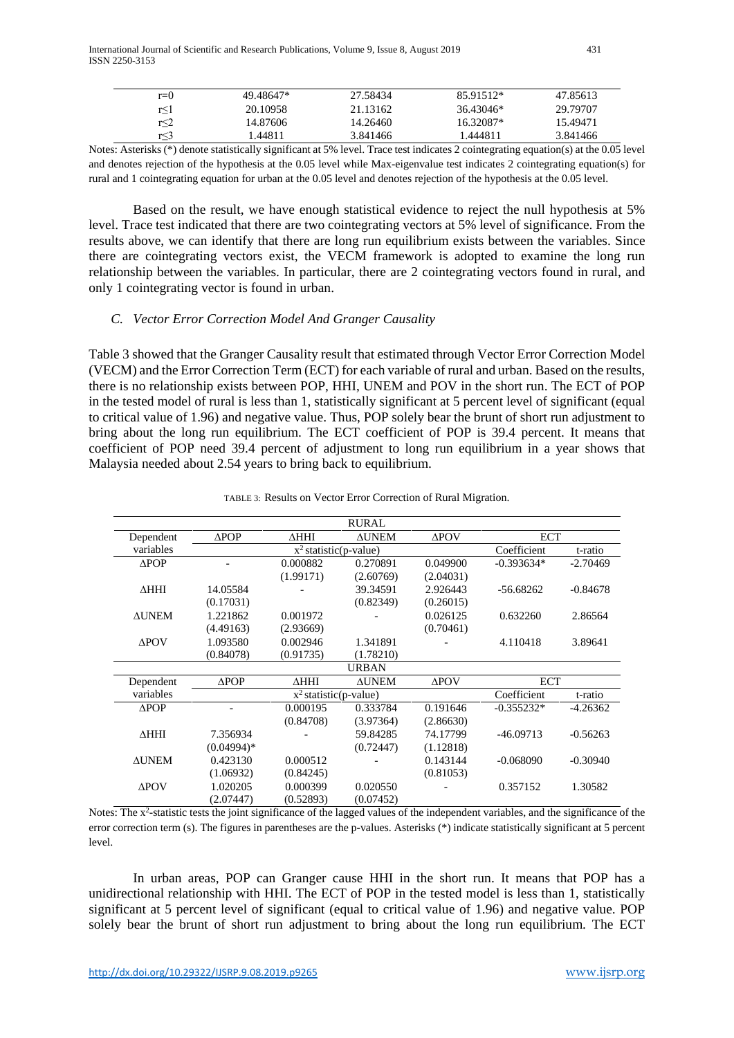| r=0 | 49.48647* | 27.58434 | 85.91512* | 47.85613 |
|---|---|---|---|---|
| r≤1 | 20.10958 | 21.13162 | 36.43046* | 29.79707 |
| r≤2 | 14.87606 | 14.26460 | 16.32087* | 15.49471 |
| r≤3 | 1.44811 | 3.841466 | 1.444811 | 3.841466 |

Notes: Asterisks (*) denote statistically significant at 5% level. Trace test indicates 2 cointegrating equation(s) at the 0.05 level and denotes rejection of the hypothesis at the 0.05 level while Max-eigenvalue test indicates 2 cointegrating equation(s) for rural and 1 cointegrating equation for urban at the 0.05 level and denotes rejection of the hypothesis at the 0.05 level.

Based on the result, we have enough statistical evidence to reject the null hypothesis at 5% level. Trace test indicated that there are two cointegrating vectors at 5% level of significance. From the results above, we can identify that there are long run equilibrium exists between the variables. Since there are cointegrating vectors exist, the VECM framework is adopted to examine the long run relationship between the variables. In particular, there are 2 cointegrating vectors found in rural, and only 1 cointegrating vector is found in urban.

### *C. Vector Error Correction Model And Granger Causality*

Table 3 showed that the Granger Causality result that estimated through Vector Error Correction Model (VECM) and the Error Correction Term (ECT) for each variable of rural and urban. Based on the results, there is no relationship exists between POP, HHI, UNEM and POV in the short run. The ECT of POP in the tested model of rural is less than 1, statistically significant at 5 percent level of significant (equal to critical value of 1.96) and negative value. Thus, POP solely bear the brunt of short run adjustment to bring about the long run equilibrium. The ECT coefficient of POP is 39.4 percent. It means that coefficient of POP need 39.4 percent of adjustment to long run equilibrium in a year shows that Malaysia needed about 2.54 years to bring back to equilibrium.

TABLE 3: Results on Vector Error Correction of Rural Migration.

| | | | RURAL | | | |
|---|---|---|---|---|---|---|
| Dependent variables | ΔPOP | ΔHHI | ΔUNEM | ΔPOV | ECT | |
| | $x^2$ statistic(p-value) | | | | Coefficient | t-ratio |
| ΔPOP | - | 0.000882 (1.99171) | 0.270891 (2.60769) | 0.049900 (2.04031) | -0.393634* | -2.70469 |
| ΔHHI | 14.05584 (0.17031) | - | 39.34591 (0.82349) | 2.926443 (0.26015) | -56.68262 | -0.84678 |
| ΔUNEM | 1.221862 (4.49163) | 0.001972 (2.93669) | - | 0.026125 (0.70461) | 0.632260 | 2.86564 |
| ΔPOV | 1.093580 (0.84078) | 0.002946 (0.91735) | 1.341891 (1.78210) | - | 4.110418 | 3.89641 |
| | | | URBAN | | | |
| Dependent variables | ΔPOP | ΔHHI | ΔUNEM | ΔPOV | ECT | |
| | $x^2$ statistic(p-value) | | | | Coefficient | t-ratio |
| ΔPOP | - | 0.000195 (0.84708) | 0.333784 (3.97364) | 0.191646 (2.86630) | -0.355232* | -4.26362 |
| ΔHHI | 7.356934 (0.04994)* | - | 59.84285 (0.72447) | 74.17799 (1.12818) | -46.09713 | -0.56263 |
| ΔUNEM | 0.423130 (1.06932) | 0.000512 (0.84245) | - | 0.143144 (0.81053) | -0.068090 | -0.30940 |
| ΔPOV | 1.020205 (2.07447) | 0.000399 (0.52893) | 0.020550 (0.07452) | - | 0.357152 | 1.30582 |

Notes: The $x^2$-statistic tests the joint significance of the lagged values of the independent variables, and the significance of the error correction term (s). The figures in parentheses are the p-values. Asterisks (*) indicate statistically significant at 5 percent level.

In urban areas, POP can Granger cause HHI in the short run. It means that POP has a unidirectional relationship with HHI. The ECT of POP in the tested model is less than 1, statistically significant at 5 percent level of significant (equal to critical value of 1.96) and negative value. POP solely bear the brunt of short run adjustment to bring about the long run equilibrium. The ECT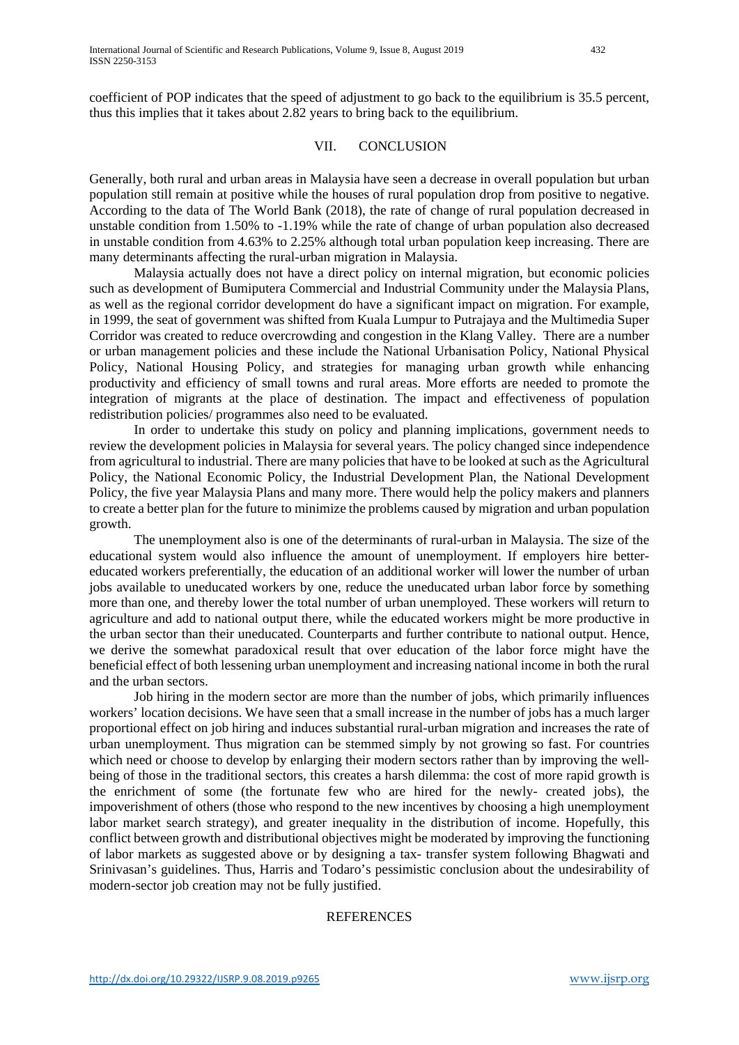coefficient of POP indicates that the speed of adjustment to go back to the equilibrium is 35.5 percent, thus this implies that it takes about 2.82 years to bring back to the equilibrium.

## VII. CONCLUSION

Generally, both rural and urban areas in Malaysia have seen a decrease in overall population but urban population still remain at positive while the houses of rural population drop from positive to negative. According to the data of The World Bank (2018), the rate of change of rural population decreased in unstable condition from 1.50% to -1.19% while the rate of change of urban population also decreased in unstable condition from 4.63% to 2.25% although total urban population keep increasing. There are many determinants affecting the rural-urban migration in Malaysia.

Malaysia actually does not have a direct policy on internal migration, but economic policies such as development of Bumiputera Commercial and Industrial Community under the Malaysia Plans, as well as the regional corridor development do have a significant impact on migration. For example, in 1999, the seat of government was shifted from Kuala Lumpur to Putrajaya and the Multimedia Super Corridor was created to reduce overcrowding and congestion in the Klang Valley. There are a number or urban management policies and these include the National Urbanisation Policy, National Physical Policy, National Housing Policy, and strategies for managing urban growth while enhancing productivity and efficiency of small towns and rural areas. More efforts are needed to promote the integration of migrants at the place of destination. The impact and effectiveness of population redistribution policies/ programmes also need to be evaluated.

In order to undertake this study on policy and planning implications, government needs to review the development policies in Malaysia for several years. The policy changed since independence from agricultural to industrial. There are many policies that have to be looked at such as the Agricultural Policy, the National Economic Policy, the Industrial Development Plan, the National Development Policy, the five year Malaysia Plans and many more. There would help the policy makers and planners to create a better plan for the future to minimize the problems caused by migration and urban population growth.

The unemployment also is one of the determinants of rural-urban in Malaysia. The size of the educational system would also influence the amount of unemployment. If employers hire better-educated workers preferentially, the education of an additional worker will lower the number of urban jobs available to uneducated workers by one, reduce the uneducated urban labor force by something more than one, and thereby lower the total number of urban unemployed. These workers will return to agriculture and add to national output there, while the educated workers might be more productive in the urban sector than their uneducated. Counterparts and further contribute to national output. Hence, we derive the somewhat paradoxical result that over education of the labor force might have the beneficial effect of both lessening urban unemployment and increasing national income in both the rural and the urban sectors.

Job hiring in the modern sector are more than the number of jobs, which primarily influences workers' location decisions. We have seen that a small increase in the number of jobs has a much larger proportional effect on job hiring and induces substantial rural-urban migration and increases the rate of urban unemployment. Thus migration can be stemmed simply by not growing so fast. For countries which need or choose to develop by enlarging their modern sectors rather than by improving the well-being of those in the traditional sectors, this creates a harsh dilemma: the cost of more rapid growth is the enrichment of some (the fortunate few who are hired for the newly- created jobs), the impoverishment of others (those who respond to the new incentives by choosing a high unemployment labor market search strategy), and greater inequality in the distribution of income. Hopefully, this conflict between growth and distributional objectives might be moderated by improving the functioning of labor markets as suggested above or by designing a tax- transfer system following Bhagwati and Srinivasan's guidelines. Thus, Harris and Todaro's pessimistic conclusion about the undesirability of modern-sector job creation may not be fully justified.

## REFERENCES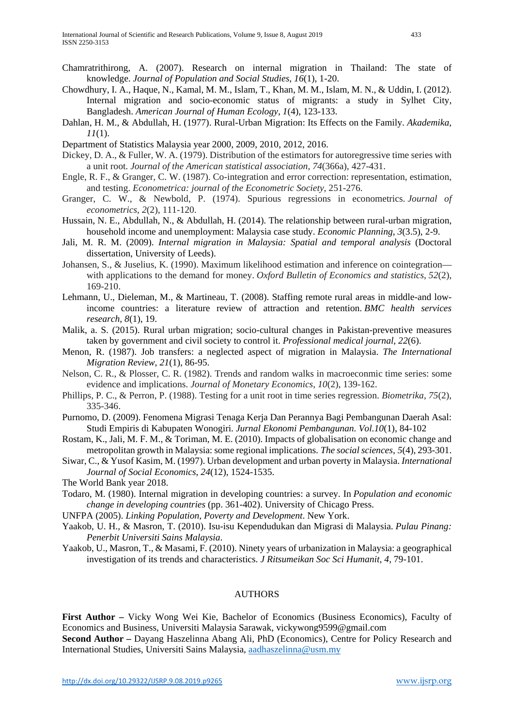Chamratrithirong, A. (2007). Research on internal migration in Thailand: The state of knowledge. *Journal of Population and Social Studies*, *16*(1), 1-20.

Chowdhury, I. A., Haque, N., Kamal, M. M., Islam, T., Khan, M. M., Islam, M. N., & Uddin, I. (2012). Internal migration and socio-economic status of migrants: a study in Sylhet City, Bangladesh. *American Journal of Human Ecology*, *1*(4), 123-133.

Dahlan, H. M., & Abdullah, H. (1977). Rural-Urban Migration: Its Effects on the Family. *Akademika*, *11*(1).

Department of Statistics Malaysia year 2000, 2009, 2010, 2012, 2016.

Dickey, D. A., & Fuller, W. A. (1979). Distribution of the estimators for autoregressive time series with a unit root. *Journal of the American statistical association*, *74*(366a), 427-431.

Engle, R. F., & Granger, C. W. (1987). Co-integration and error correction: representation, estimation, and testing. *Econometrica: journal of the Econometric Society*, 251-276.

Granger, C. W., & Newbold, P. (1974). Spurious regressions in econometrics. *Journal of econometrics*, *2*(2), 111-120.

Hussain, N. E., Abdullah, N., & Abdullah, H. (2014). The relationship between rural-urban migration, household income and unemployment: Malaysia case study. *Economic Planning*, *3*(3.5), 2-9.

Jali, M. R. M. (2009). *Internal migration in Malaysia: Spatial and temporal analysis* (Doctoral dissertation, University of Leeds).

Johansen, S., & Juselius, K. (1990). Maximum likelihood estimation and inference on cointegration—with applications to the demand for money. *Oxford Bulletin of Economics and statistics*, *52*(2), 169-210.

Lehmann, U., Dieleman, M., & Martineau, T. (2008). Staffing remote rural areas in middle-and low-income countries: a literature review of attraction and retention. *BMC health services research*, *8*(1), 19.

Malik, a. S. (2015). Rural urban migration; socio-cultural changes in Pakistan-preventive measures taken by government and civil society to control it. *Professional medical journal*, *22*(6).

Menon, R. (1987). Job transfers: a neglected aspect of migration in Malaysia. *The International Migration Review*, *21*(1), 86-95.

Nelson, C. R., & Plosser, C. R. (1982). Trends and random walks in macroeconmic time series: some evidence and implications. *Journal of Monetary Economics*, *10*(2), 139-162.

Phillips, P. C., & Perron, P. (1988). Testing for a unit root in time series regression. *Biometrika*, *75*(2), 335-346.

Purnomo, D. (2009). Fenomena Migrasi Tenaga Kerja Dan Perannya Bagi Pembangunan Daerah Asal: Studi Empiris di Kabupaten Wonogiri. *Jurnal Ekonomi Pembangunan. Vol.10*(1), 84-102

Rostam, K., Jali, M. F. M., & Toriman, M. E. (2010). Impacts of globalisation on economic change and metropolitan growth in Malaysia: some regional implications. *The social sciences*, *5*(4), 293-301.

Siwar, C., & Yusof Kasim, M. (1997). Urban development and urban poverty in Malaysia. *International Journal of Social Economics*, *24*(12), 1524-1535.

The World Bank year 2018.

Todaro, M. (1980). Internal migration in developing countries: a survey. In *Population and economic change in developing countries* (pp. 361-402). University of Chicago Press.

UNFPA (2005). *Linking Population, Poverty and Development*. New York.

Yaakob, U. H., & Masron, T. (2010). Isu-isu Kependudukan dan Migrasi di Malaysia. *Pulau Pinang: Penerbit Universiti Sains Malaysia*.

Yaakob, U., Masron, T., & Masami, F. (2010). Ninety years of urbanization in Malaysia: a geographical investigation of its trends and characteristics. *J Ritsumeikan Soc Sci Humanit*, *4*, 79-101.

## AUTHORS

**First Author –** Vicky Wong Wei Kie, Bachelor of Economics (Business Economics), Faculty of Economics and Business, Universiti Malaysia Sarawak, vickywong9599@gmail.com

**Second Author –** Dayang Haszelinna Abang Ali, PhD (Economics), Centre for Policy Research and International Studies, Universiti Sains Malaysia, aadhaszelinna@usm.my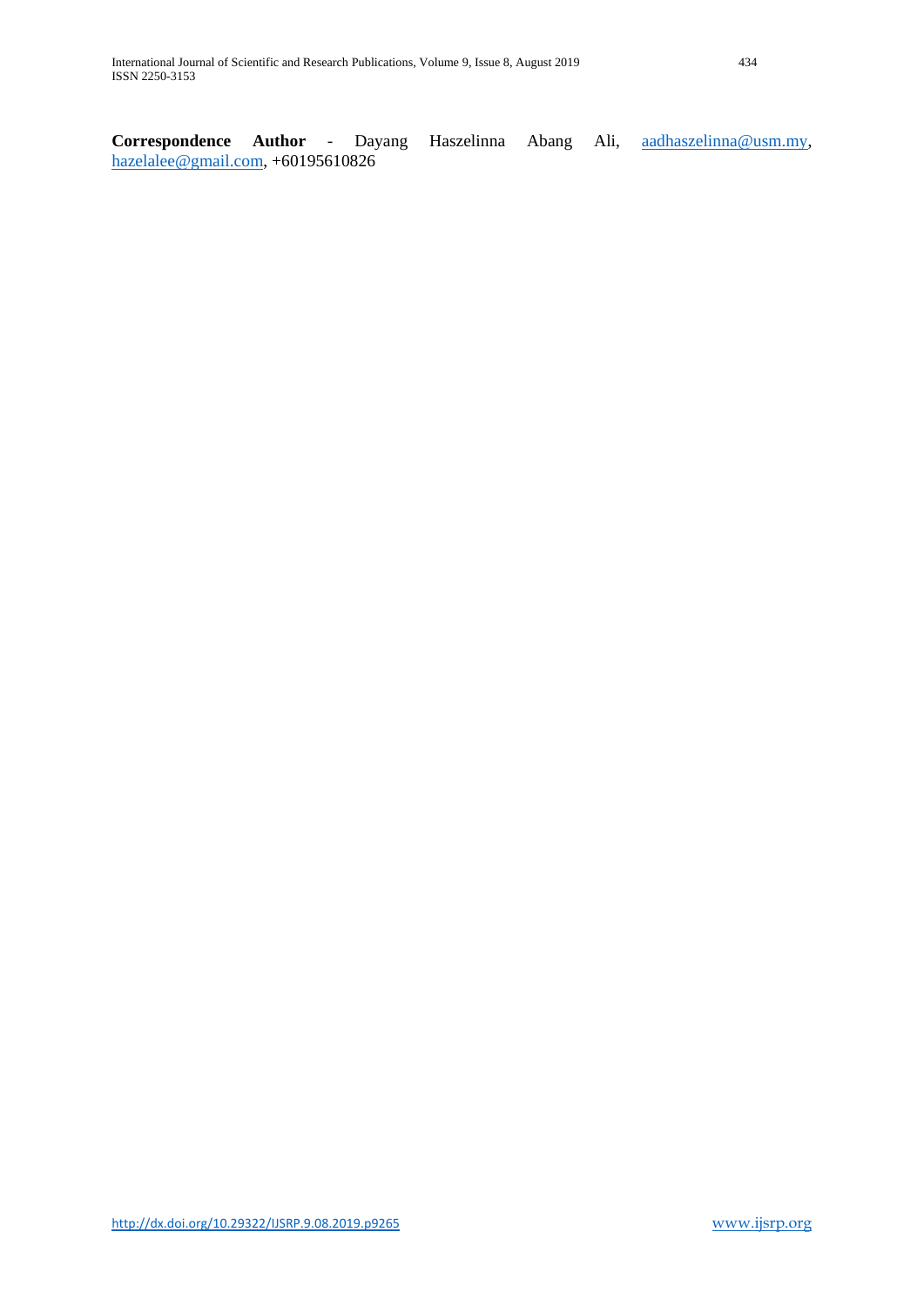**Correspondence Author** - Dayang Haszelinna Abang Ali, aadhaszelinna@usm.my, hazelalee@gmail.com, +60195610826